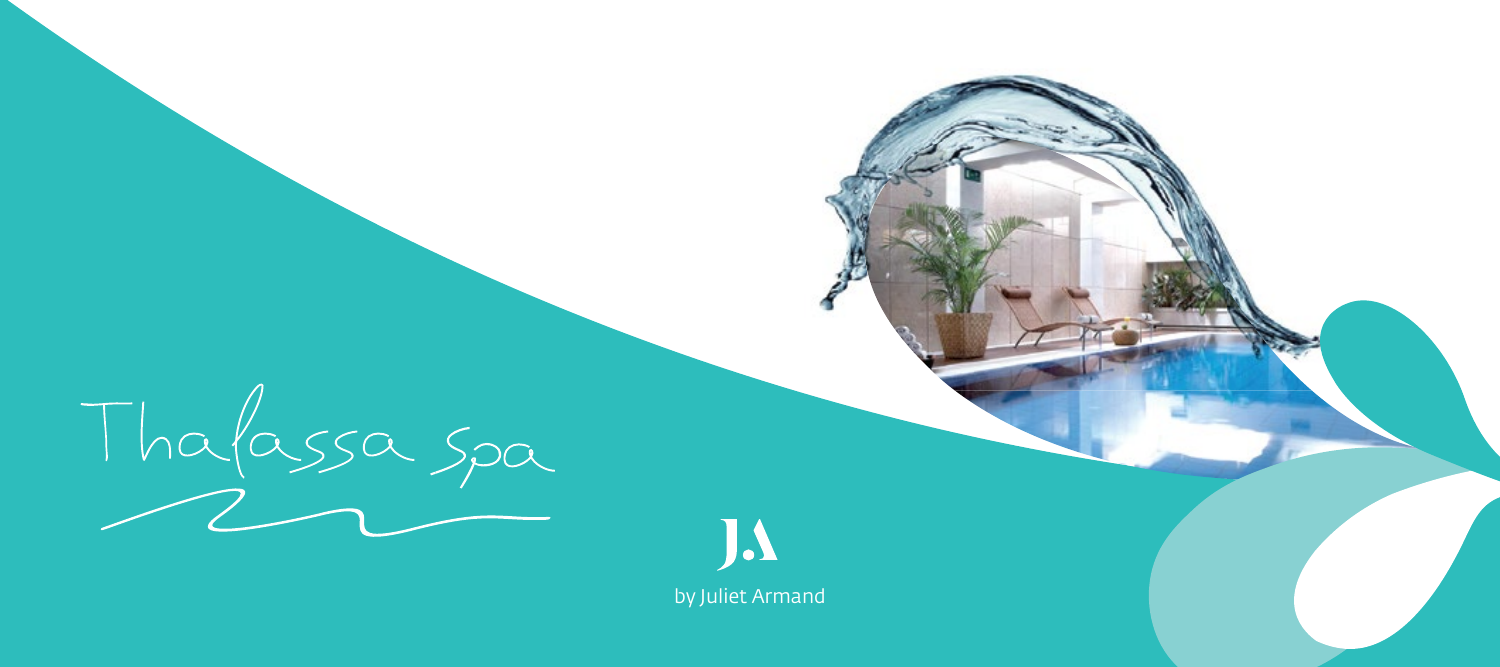# Thalassa Spa

J.A

by Juliet Armand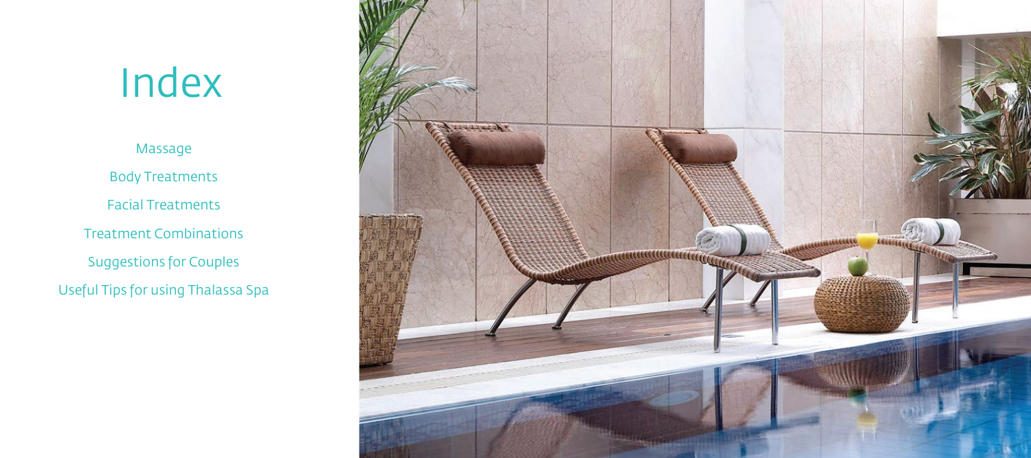# Index

- Massage
- Body Treatments
- Facial Treatments
- Treatment Combinations
- Suggestions for Couples
- Useful Tips for using Thalassa Spa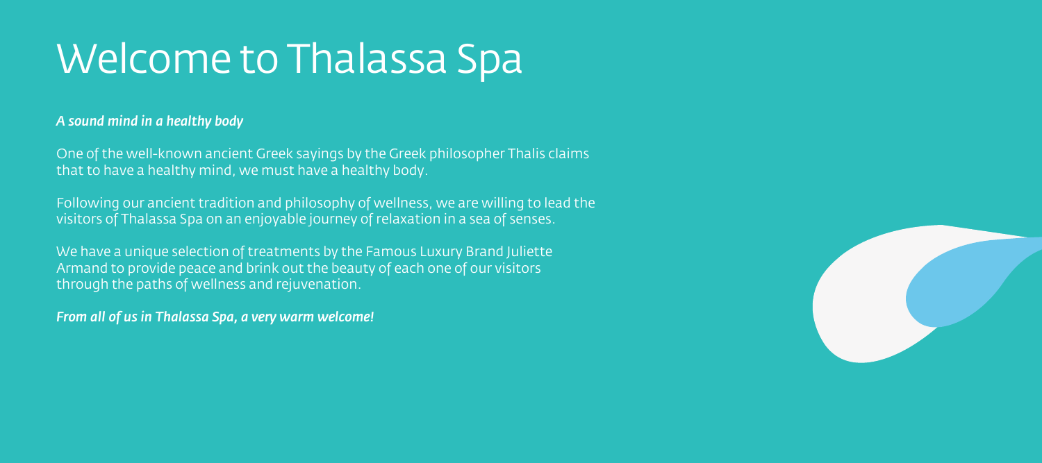# Welcome to Thalassa Spa

***A sound mind in a healthy body***

One of the well-known ancient Greek sayings by the Greek philosopher Thalis claims that to have a healthy mind, we must have a healthy body.

Following our ancient tradition and philosophy of wellness, we are willing to lead the visitors of Thalassa Spa on an enjoyable journey of relaxation in a sea of senses.

We have a unique selection of treatments by the Famous Luxury Brand Juliette Armand to provide peace and brink out the beauty of each one of our visitors through the paths of wellness and rejuvenation.

***From all of us in Thalassa Spa, a very warm welcome!***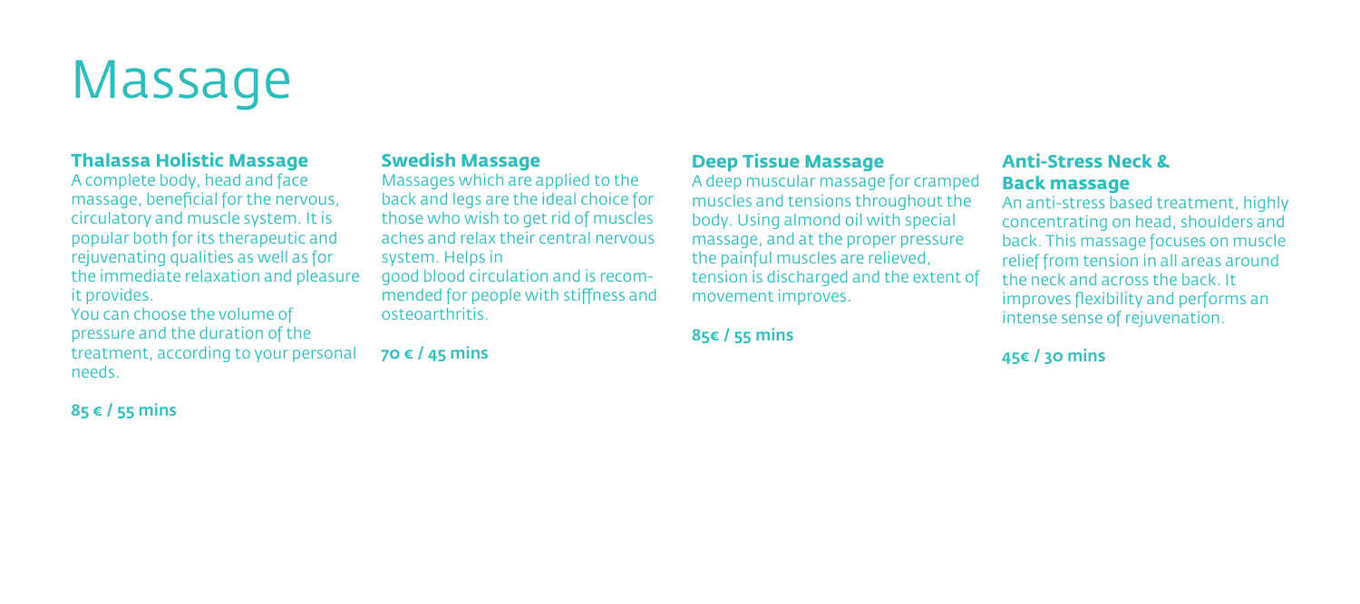# Massage

### Thalassa Holistic Massage

A complete body, head and face massage, beneficial for the nervous, circulatory and muscle system. It is popular both for its therapeutic and rejuvenating qualities as well as for the immediate relaxation and pleasure it provides.

You can choose the volume of pressure and the duration of the treatment, according to your personal needs.

**85 € / 55 mins**

### Swedish Massage

Massages which are applied to the back and legs are the ideal choice for those who wish to get rid of muscles aches and relax their central nervous system. Helps in good blood circulation and is recommended for people with stiffness and osteoarthritis.

**70 € / 45 mins**

### Deep Tissue Massage

A deep muscular massage for cramped muscles and tensions throughout the body. Using almond oil with special massage, and at the proper pressure the painful muscles are relieved, tension is discharged and the extent of movement improves.

**85€ / 55 mins**

### Anti-Stress Neck & Back massage

An anti-stress based treatment, highly concentrating on head, shoulders and back. This massage focuses on muscle relief from tension in all areas around the neck and across the back. It improves flexibility and performs an intense sense of rejuvenation.

**45€ / 30 mins**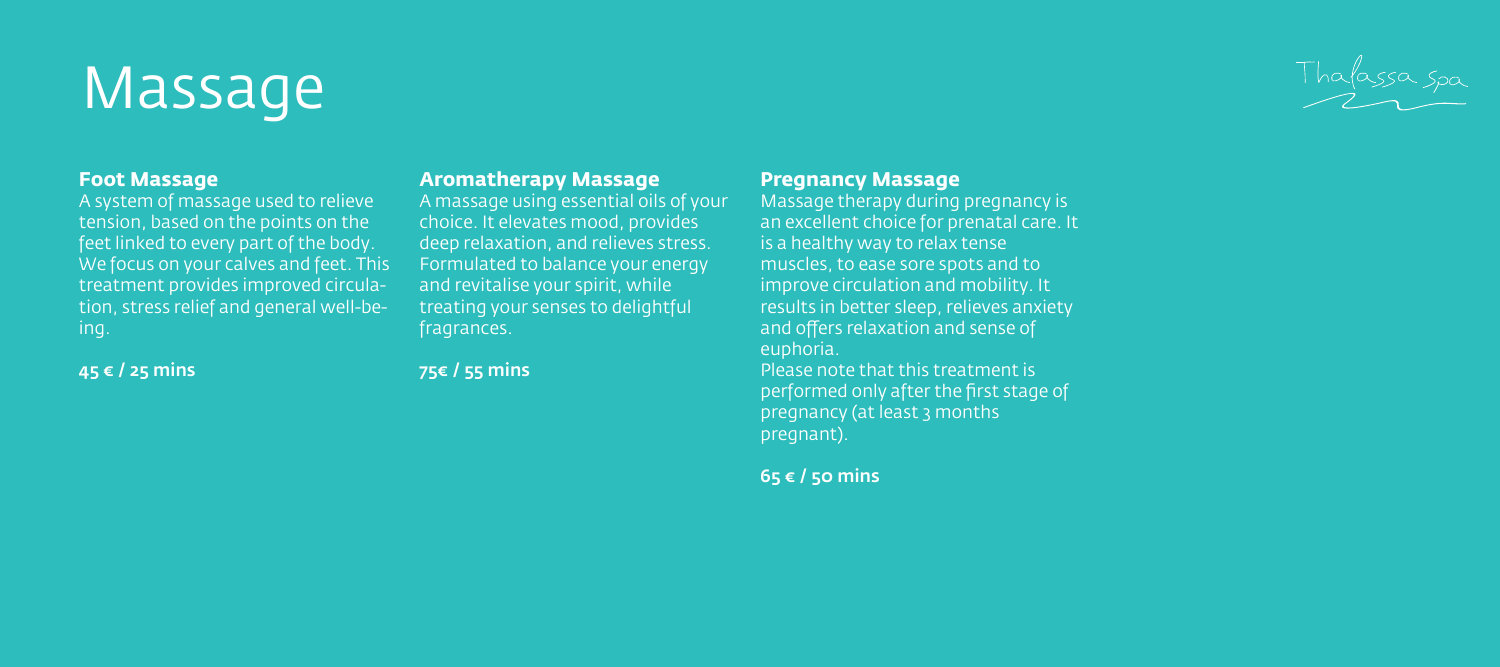# Massage

Thalassa spa

### Foot Massage

A system of massage used to relieve tension, based on the points on the feet linked to every part of the body. We focus on your calves and feet. This treatment provides improved circulation, stress relief and general well-being.

**45 € / 25 mins**

### Aromatherapy Massage

A massage using essential oils of your choice. It elevates mood, provides deep relaxation, and relieves stress. Formulated to balance your energy and revitalise your spirit, while treating your senses to delightful fragrances.

**75€ / 55 mins**

### Pregnancy Massage

Massage therapy during pregnancy is an excellent choice for prenatal care. It is a healthy way to relax tense muscles, to ease sore spots and to improve circulation and mobility. It results in better sleep, relieves anxiety and offers relaxation and sense of euphoria.
Please note that this treatment is performed only after the first stage of pregnancy (at least 3 months pregnant).

**65 € / 50 mins**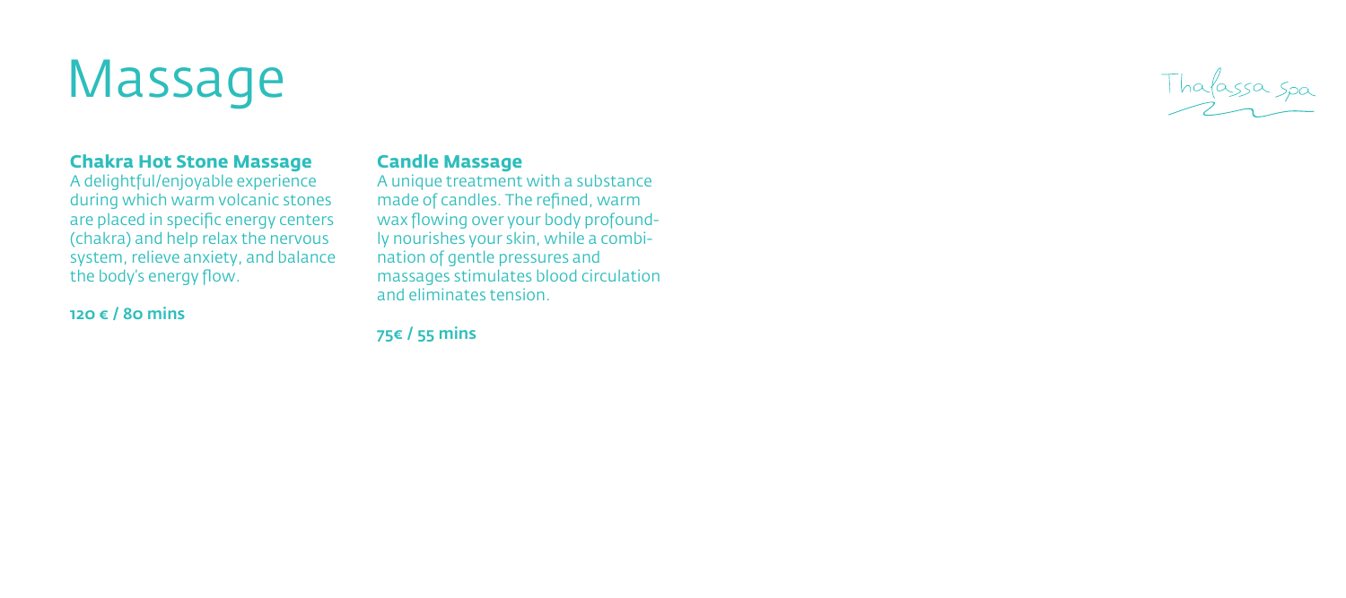# Massage

Thalassa Spa

### Chakra Hot Stone Massage

A delightful/enjoyable experience during which warm volcanic stones are placed in specific energy centers (chakra) and help relax the nervous system, relieve anxiety, and balance the body's energy flow.

**120 € / 80 mins**

### Candle Massage

A unique treatment with a substance made of candles. The refined, warm wax flowing over your body profoundly nourishes your skin, while a combination of gentle pressures and massages stimulates blood circulation and eliminates tension.

**75€ / 55 mins**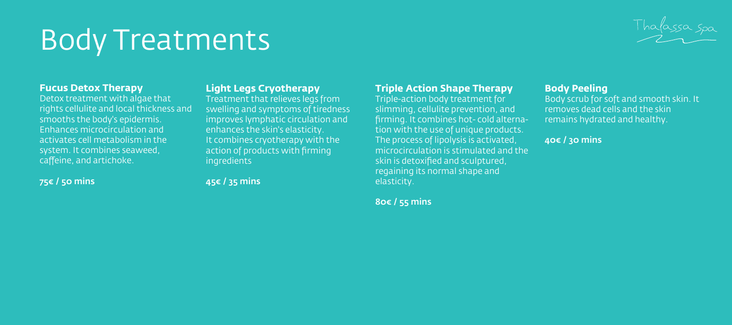# Body Treatments

Thalassa spa

### Fucus Detox Therapy

Detox treatment with algae that rights cellulite and local thickness and smooths the body's epidermis. Enhances microcirculation and activates cell metabolism in the system. It combines seaweed, caffeine, and artichoke.

**75€ / 50 mins**

### Light Legs Cryotherapy

Treatment that relieves legs from swelling and symptoms of tiredness improves lymphatic circulation and enhances the skin's elasticity. It combines cryotherapy with the action of products with firming ingredients

**45€ / 35 mins**

### Triple Action Shape Therapy

Triple-action body treatment for slimming, cellulite prevention, and firming. It combines hot- cold alternation with the use of unique products. The process of lipolysis is activated, microcirculation is stimulated and the skin is detoxified and sculptured, regaining its normal shape and elasticity.

**80€ / 55 mins**

### Body Peeling

Body scrub for soft and smooth skin. It removes dead cells and the skin remains hydrated and healthy.

**40€ / 30 mins**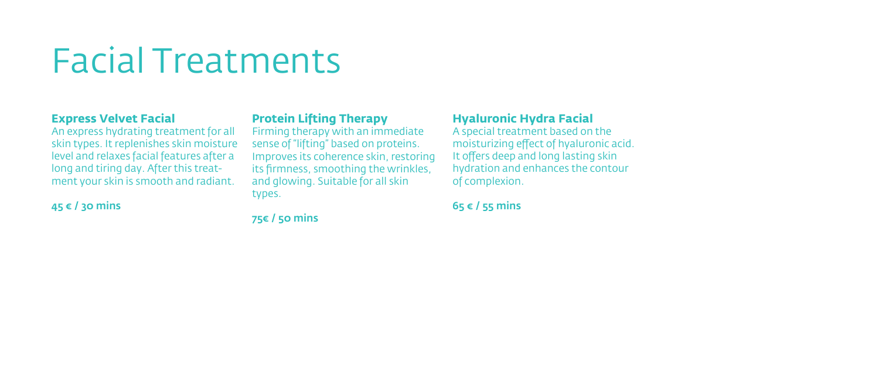# Facial Treatments

### Express Velvet Facial

An express hydrating treatment for all skin types. It replenishes skin moisture level and relaxes facial features after a long and tiring day. After this treatment your skin is smooth and radiant.

**45 € / 30 mins**

### Protein Lifting Therapy

Firming therapy with an immediate sense of "lifting" based on proteins. Improves its coherence skin, restoring its firmness, smoothing the wrinkles, and glowing. Suitable for all skin types.

**75€ / 50 mins**

### Hyaluronic Hydra Facial

A special treatment based on the moisturizing effect of hyaluronic acid. It offers deep and long lasting skin hydration and enhances the contour of complexion.

**65 € / 55 mins**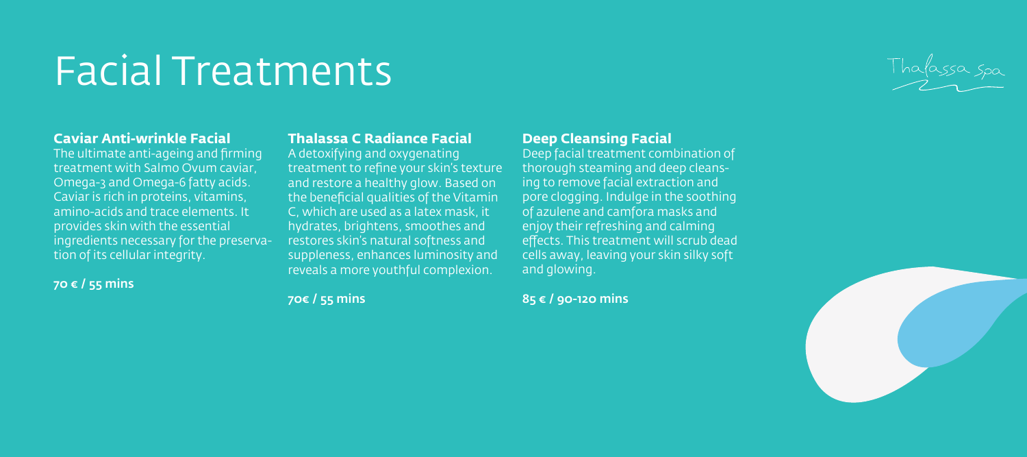# Facial Treatments

Thalassa Spa

### Caviar Anti-wrinkle Facial

The ultimate anti-ageing and firming treatment with Salmo Ovum caviar, Omega-3 and Omega-6 fatty acids. Caviar is rich in proteins, vitamins, amino-acids and trace elements. It provides skin with the essential ingredients necessary for the preservation of its cellular integrity.

**70 € / 55 mins**

### Thalassa C Radiance Facial

A detoxifying and oxygenating treatment to refine your skin's texture and restore a healthy glow. Based on the beneficial qualities of the Vitamin C, which are used as a latex mask, it hydrates, brightens, smoothes and restores skin's natural softness and suppleness, enhances luminosity and reveals a more youthful complexion.

**70€ / 55 mins**

### Deep Cleansing Facial

Deep facial treatment combination of thorough steaming and deep cleansing to remove facial extraction and pore clogging. Indulge in the soothing of azulene and camfora masks and enjoy their refreshing and calming effects. This treatment will scrub dead cells away, leaving your skin silky soft and glowing.

**85 € / 90-120 mins**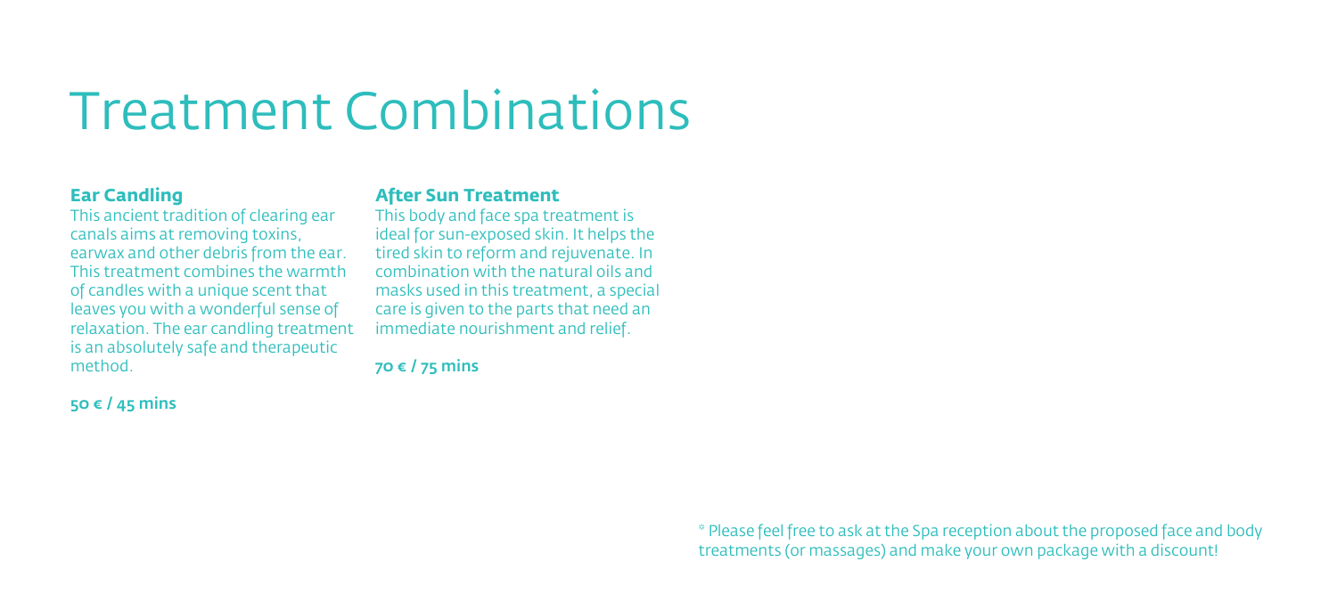# Treatment Combinations

### Ear Candling

This ancient tradition of clearing ear canals aims at removing toxins, earwax and other debris from the ear. This treatment combines the warmth of candles with a unique scent that leaves you with a wonderful sense of relaxation. The ear candling treatment is an absolutely safe and therapeutic method.

**50 € / 45 mins**

### After Sun Treatment

This body and face spa treatment is ideal for sun-exposed skin. It helps the tired skin to reform and rejuvenate. In combination with the natural oils and masks used in this treatment, a special care is given to the parts that need an immediate nourishment and relief.

**70 € / 75 mins**

* Please feel free to ask at the Spa reception about the proposed face and body treatments (or massages) and make your own package with a discount!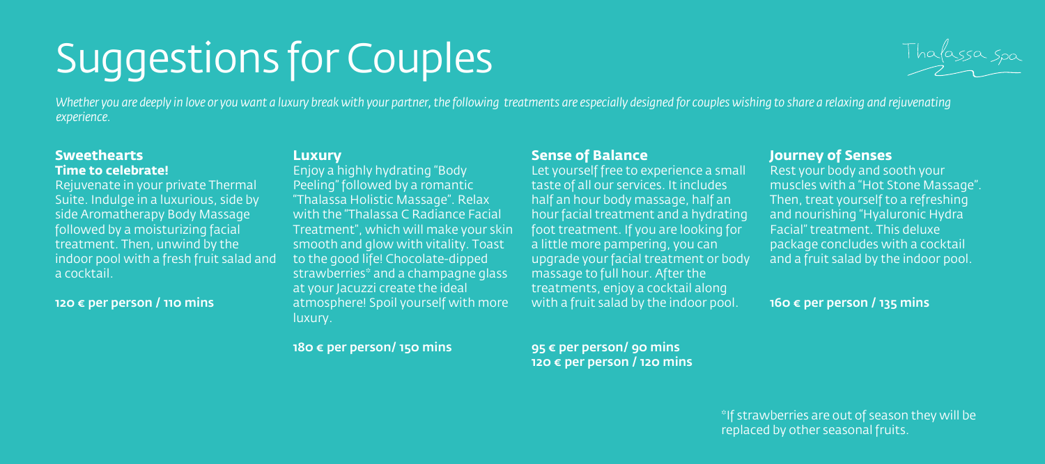# Suggestions for Couples

*Whether you are deeply in love or you want a luxury break with your partner, the following treatments are especially designed for couples wishing to share a relaxing and rejuvenating experience.*

### Sweethearts

**Time to celebrate!**

Rejuvenate in your private Thermal Suite. Indulge in a luxurious, side by side Aromatherapy Body Massage followed by a moisturizing facial treatment. Then, unwind by the indoor pool with a fresh fruit salad and a cocktail.

**120 € per person / 110 mins**

### Luxury

Enjoy a highly hydrating "Body Peeling" followed by a romantic "Thalassa Holistic Massage". Relax with the "Thalassa C Radiance Facial Treatment", which will make your skin smooth and glow with vitality. Toast to the good life! Chocolate-dipped strawberries* and a champagne glass at your Jacuzzi create the ideal atmosphere! Spoil yourself with more luxury.

**180 € per person/ 150 mins**

### Sense of Balance

Let yourself free to experience a small taste of all our services. It includes half an hour body massage, half an hour facial treatment and a hydrating foot treatment. If you are looking for a little more pampering, you can upgrade your facial treatment or body massage to full hour. After the treatments, enjoy a cocktail along with a fruit salad by the indoor pool.

**95 € per person/ 90 mins**
**120 € per person / 120 mins**

### Journey of Senses

Rest your body and sooth your muscles with a "Hot Stone Massage". Then, treat yourself to a refreshing and nourishing "Hyaluronic Hydra Facial" treatment. This deluxe package concludes with a cocktail and a fruit salad by the indoor pool.

**160 € per person / 135 mins**

*If strawberries are out of season they will be replaced by other seasonal fruits.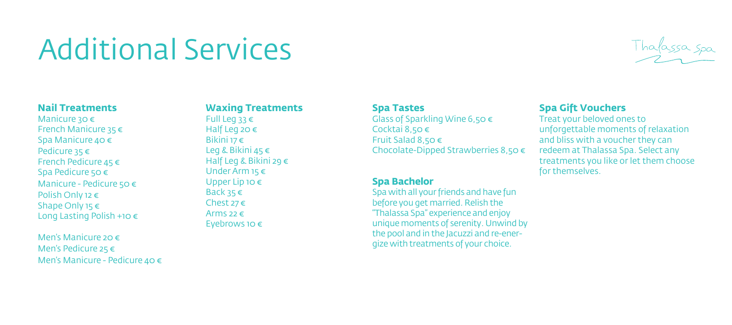# Additional Services

Thalassa Spa

## Nail Treatments

Manicure 30 €
French Manicure 35 €
Spa Manicure 40 €
Pedicure 35 €
French Pedicure 45 €
Spa Pedicure 50 €
Manicure - Pedicure 50 €
Polish Only 12 €
Shape Only 15 €
Long Lasting Polish +10 €

Men's Manicure 20 €
Men's Pedicure 25 €
Men's Manicure - Pedicure 40 €

## Waxing Treatments

Full Leg 33 €
Half Leg 20 €
Bikini 17 €
Leg & Bikini 45 €
Half Leg & Bikini 29 €
Under Arm 15 €
Upper Lip 10 €
Back 35 €
Chest 27 €
Arms 22 €
Eyebrows 10 €

## Spa Tastes

Glass of Sparkling Wine 6,50 €
Cocktai 8,50 €
Fruit Salad 8,50 €
Chocolate-Dipped Strawberries 8,50 €

## Spa Bachelor

Spa with all your friends and have fun before you get married. Relish the "Thalassa Spa" experience and enjoy unique moments of serenity. Unwind by the pool and in the Jacuzzi and re-energize with treatments of your choice.

## Spa Gift Vouchers

Treat your beloved ones to unforgettable moments of relaxation and bliss with a voucher they can redeem at Thalassa Spa. Select any treatments you like or let them choose for themselves.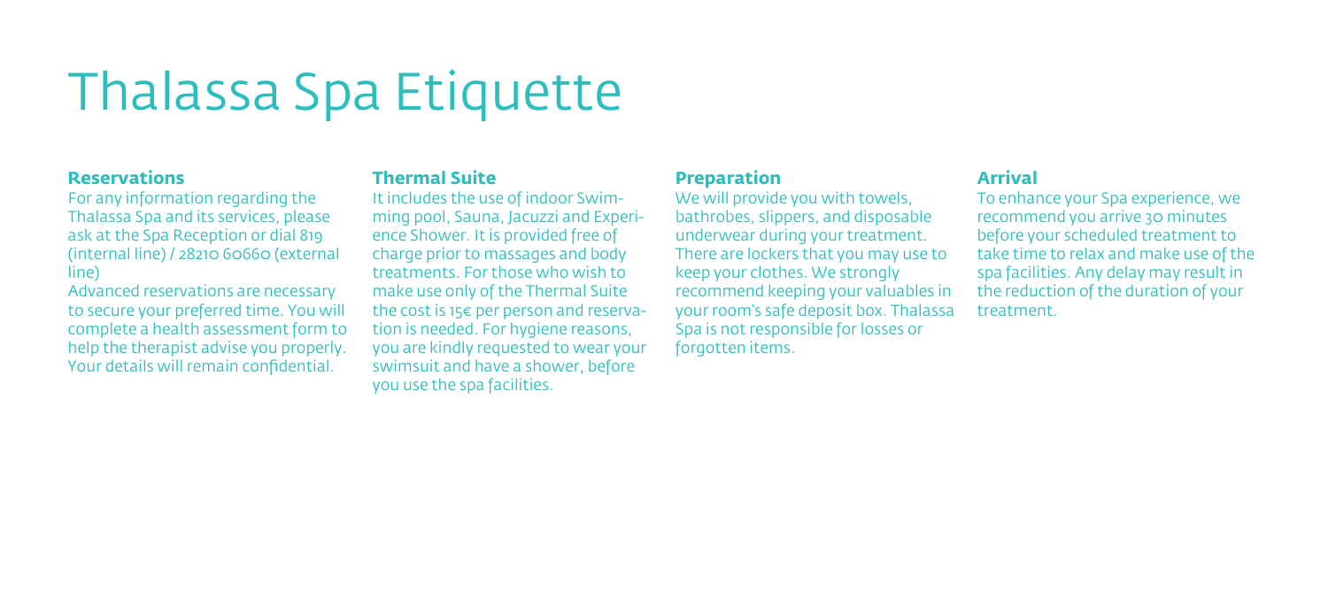# Thalassa Spa Etiquette

### Reservations

For any information regarding the Thalassa Spa and its services, please ask at the Spa Reception or dial 819 (internal line) / 28210 60660 (external line)

Advanced reservations are necessary to secure your preferred time. You will complete a health assessment form to help the therapist advise you properly. Your details will remain confidential.

### Thermal Suite

It includes the use of indoor Swimming pool, Sauna, Jacuzzi and Experience Shower. It is provided free of charge prior to massages and body treatments. For those who wish to make use only of the Thermal Suite the cost is 15€ per person and reservation is needed. For hygiene reasons, you are kindly requested to wear your swimsuit and have a shower, before you use the spa facilities.

### Preparation

We will provide you with towels, bathrobes, slippers, and disposable underwear during your treatment. There are lockers that you may use to keep your clothes. We strongly recommend keeping your valuables in your room's safe deposit box. Thalassa Spa is not responsible for losses or forgotten items.

### Arrival

To enhance your Spa experience, we recommend you arrive 30 minutes before your scheduled treatment to take time to relax and make use of the spa facilities. Any delay may result in the reduction of the duration of your treatment.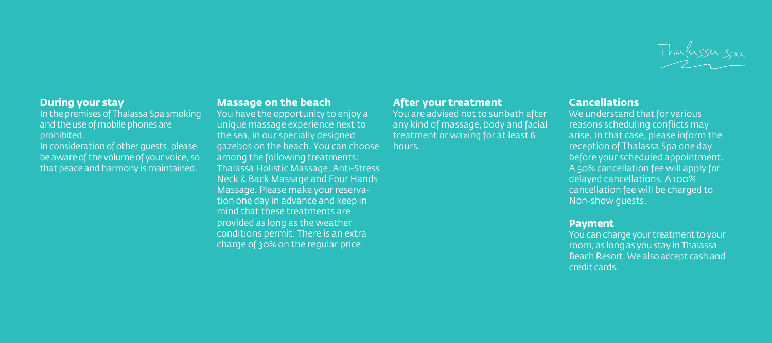Thalassa Spa

## During your stay

In the premises of Thalassa Spa smoking and the use of mobile phones are prohibited.

In consideration of other guests, please be aware of the volume of your voice, so that peace and harmony is maintained.

## Massage on the beach

You have the opportunity to enjoy a unique massage experience next to the sea, in our specially designed gazebos on the beach. You can choose among the following treatments: Thalassa Holistic Massage, Anti-Stress Neck & Back Massage and Four Hands Massage. Please make your reservation one day in advance and keep in mind that these treatments are provided as long as the weather conditions permit. There is an extra charge of 30% on the regular price.

## After your treatment

You are advised not to sunbath after any kind of massage, body and facial treatment or waxing for at least 6 hours.

## Cancellations

We understand that for various reasons scheduling conflicts may arise. In that case, please inform the reception of Thalassa Spa one day before your scheduled appointment. A 50% cancellation fee will apply for delayed cancellations. A 100% cancellation fee will be charged to Non-show guests.

## Payment

You can charge your treatment to your room, as long as you stay in Thalassa Beach Resort. We also accept cash and credit cards.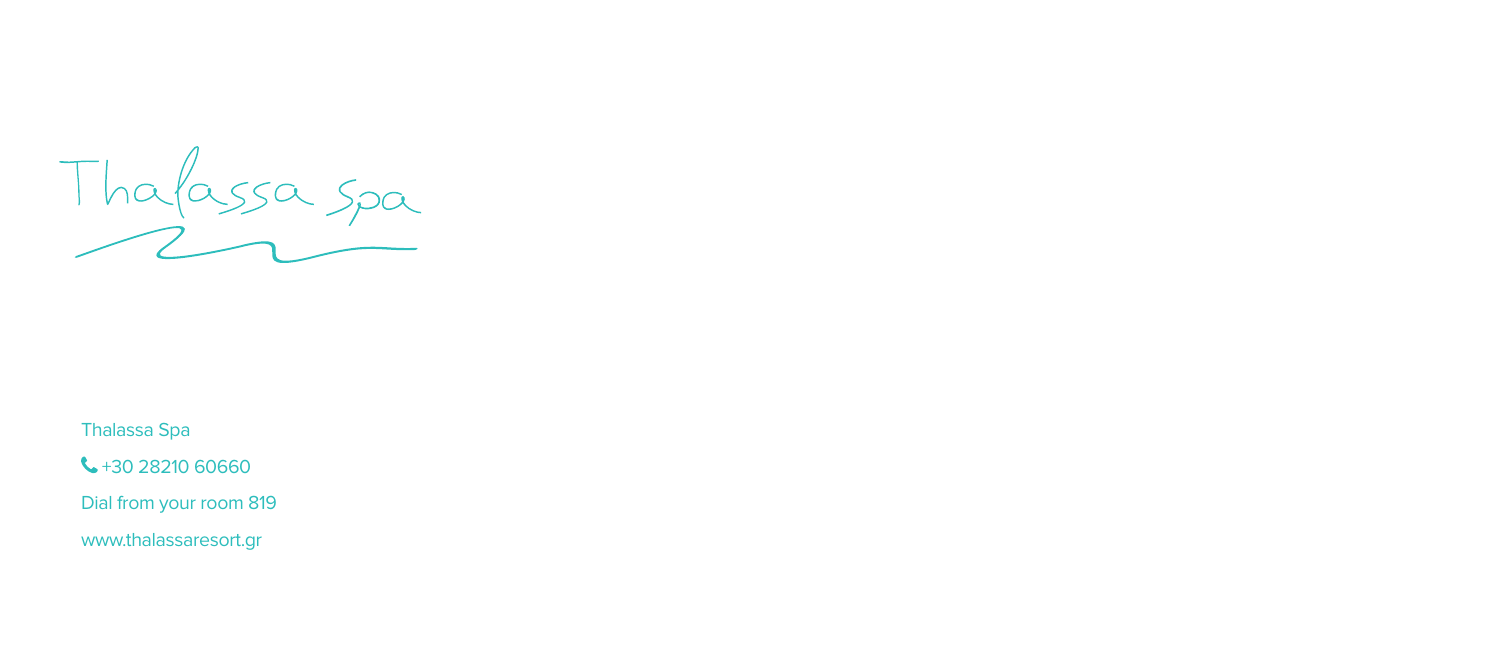Thalassa Spa

Thalassa Spa

+30 28210 60660

Dial from your room 819

www.thalassaresort.gr